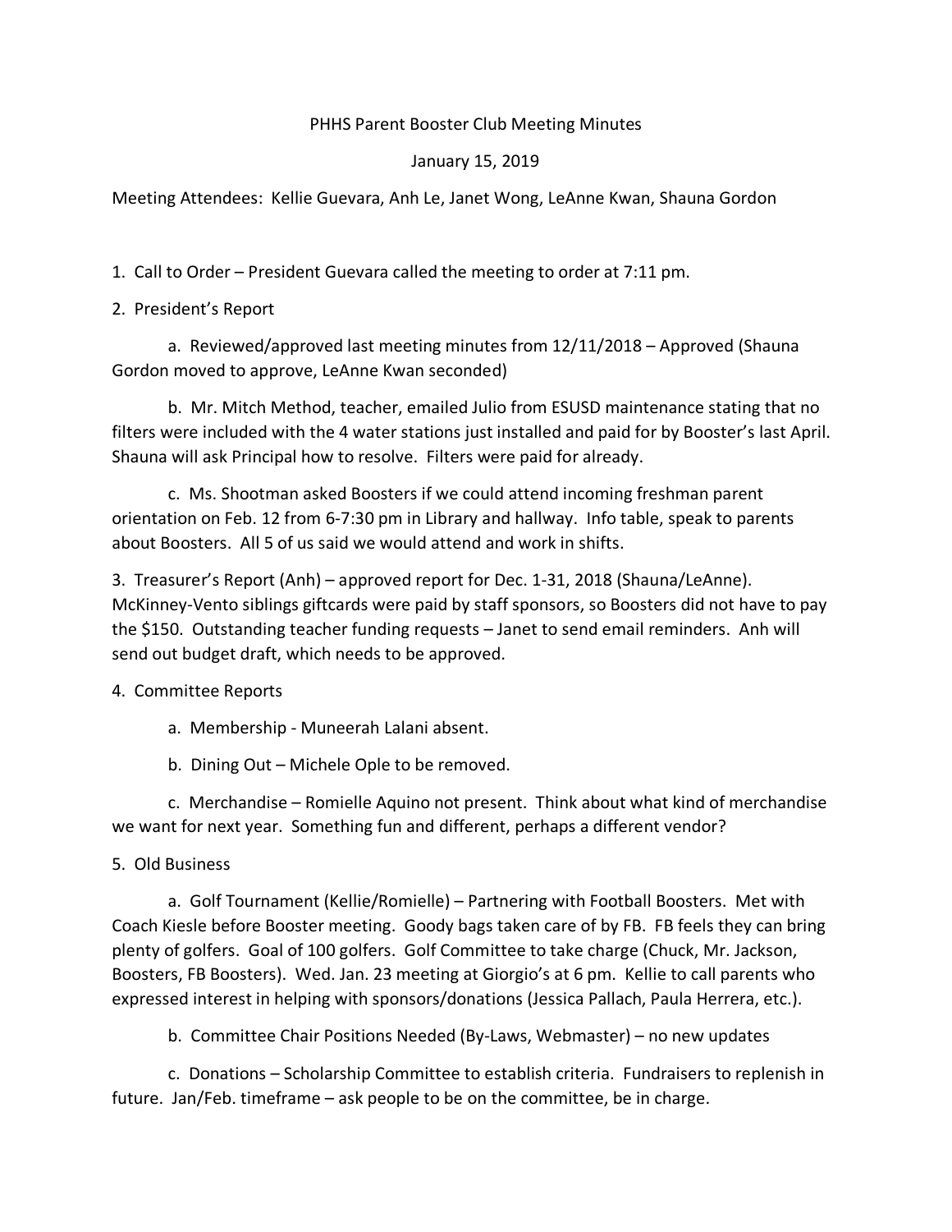PHHS Parent Booster Club Meeting Minutes

January 15, 2019

Meeting Attendees: Kellie Guevara, Anh Le, Janet Wong, LeAnne Kwan, Shauna Gordon

1. Call to Order – President Guevara called the meeting to order at 7:11 pm.

2. President's Report

   a. Reviewed/approved last meeting minutes from 12/11/2018 – Approved (Shauna Gordon moved to approve, LeAnne Kwan seconded)

   b. Mr. Mitch Method, teacher, emailed Julio from ESUSD maintenance stating that no filters were included with the 4 water stations just installed and paid for by Booster's last April. Shauna will ask Principal how to resolve. Filters were paid for already.

   c. Ms. Shootman asked Boosters if we could attend incoming freshman parent orientation on Feb. 12 from 6-7:30 pm in Library and hallway. Info table, speak to parents about Boosters. All 5 of us said we would attend and work in shifts.

3. Treasurer's Report (Anh) – approved report for Dec. 1-31, 2018 (Shauna/LeAnne). McKinney-Vento siblings giftcards were paid by staff sponsors, so Boosters did not have to pay the $150. Outstanding teacher funding requests – Janet to send email reminders. Anh will send out budget draft, which needs to be approved.

4. Committee Reports

   a. Membership - Muneerah Lalani absent.

   b. Dining Out – Michele Ople to be removed.

   c. Merchandise – Romielle Aquino not present. Think about what kind of merchandise we want for next year. Something fun and different, perhaps a different vendor?

5. Old Business

   a. Golf Tournament (Kellie/Romielle) – Partnering with Football Boosters. Met with Coach Kiesle before Booster meeting. Goody bags taken care of by FB. FB feels they can bring plenty of golfers. Goal of 100 golfers. Golf Committee to take charge (Chuck, Mr. Jackson, Boosters, FB Boosters). Wed. Jan. 23 meeting at Giorgio's at 6 pm. Kellie to call parents who expressed interest in helping with sponsors/donations (Jessica Pallach, Paula Herrera, etc.).

   b. Committee Chair Positions Needed (By-Laws, Webmaster) – no new updates

   c. Donations – Scholarship Committee to establish criteria. Fundraisers to replenish in future. Jan/Feb. timeframe – ask people to be on the committee, be in charge.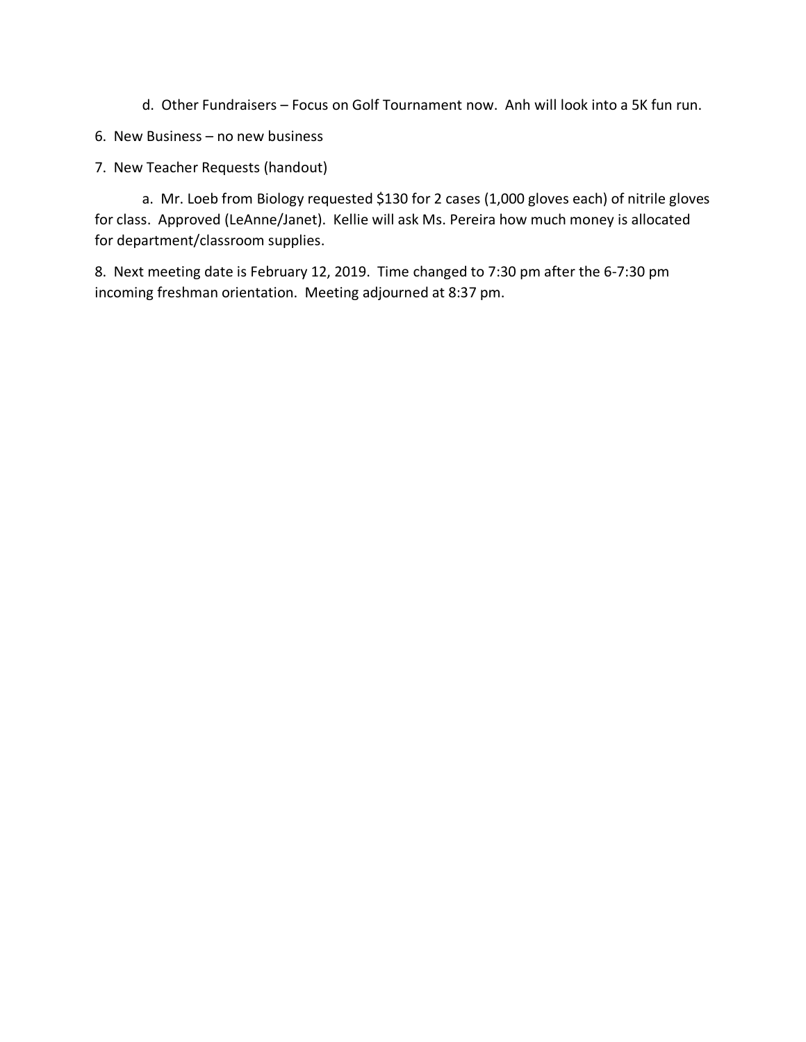d. Other Fundraisers – Focus on Golf Tournament now. Anh will look into a 5K fun run.

6. New Business – no new business

7. New Teacher Requests (handout)

a. Mr. Loeb from Biology requested $130 for 2 cases (1,000 gloves each) of nitrile gloves for class. Approved (LeAnne/Janet). Kellie will ask Ms. Pereira how much money is allocated for department/classroom supplies.

8. Next meeting date is February 12, 2019. Time changed to 7:30 pm after the 6-7:30 pm incoming freshman orientation. Meeting adjourned at 8:37 pm.